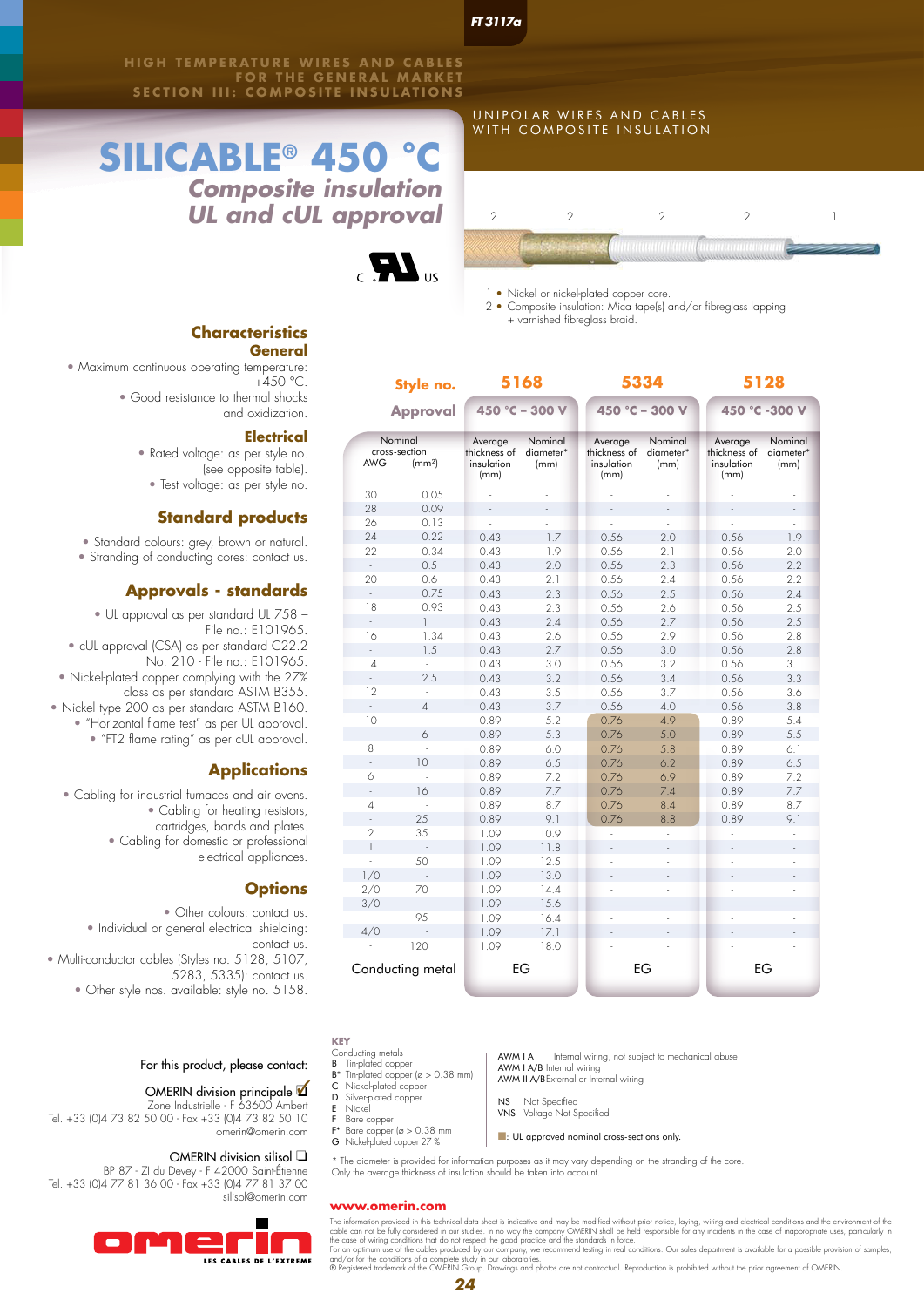FT 3117a

HIGH TEMPERATURE WIRES AND CABLES
FOR THE GENERAL MARKET
SECTION III: COMPOSITE INSULATIONS

UNIPOLAR WIRES AND CABLES
WITH COMPOSITE INSULATION

# SILICABLE® 450 °C

## *Composite insulation*
## *UL and cUL approval*

c UL us

1 • Nickel or nickel-plated copper core.
2 • Composite insulation: Mica tape(s) and/or fibreglass lapping + varnished fibreglass braid.

### Characteristics

#### General

- Maximum continuous operating temperature: +450 °C.
- Good resistance to thermal shocks and oxidization.

#### Electrical

- Rated voltage: as per style no. (see opposite table).
- Test voltage: as per style no.

### Standard products

- Standard colours: grey, brown or natural.
- Stranding of conducting cores: contact us.

### Approvals - standards

- UL approval as per standard UL 758 – File no.: E101965.
- cUL approval (CSA) as per standard C22.2 No. 210 - File no.: E101965.
- Nickel-plated copper complying with the 27% class as per standard ASTM B355.
- Nickel type 200 as per standard ASTM B160.
- "Horizontal flame test" as per UL approval.
- "FT2 flame rating" as per cUL approval.

### Applications

- Cabling for industrial furnaces and air ovens.
- Cabling for heating resistors, cartridges, bands and plates.
- Cabling for domestic or professional electrical appliances.

### Options

- Other colours: contact us.
- Individual or general electrical shielding: contact us.
- Multi-conductor cables (Styles no. 5128, 5107, 5283, 5335): contact us.
- Other style nos. available: style no. 5158.

| Style no. | | 5168 | | 5334 | | 5128 | |
|---|---|---|---|---|---|---|---|
| Approval | | 450 °C – 300 V | | 450 °C – 300 V | | 450 °C -300 V | |
| Nominal cross-section AWG | (mm²) | Average thickness of insulation (mm) | Nominal diameter* (mm) | Average thickness of insulation (mm) | Nominal diameter* (mm) | Average thickness of insulation (mm) | Nominal diameter* (mm) |
| 30 | 0.05 | - | - | - | - | - | - |
| 28 | 0.09 | - | - | - | - | - | - |
| 26 | 0.13 | - | - | - | - | - | - |
| 24 | 0.22 | 0.43 | 1.7 | 0.56 | 2.0 | 0.56 | 1.9 |
| 22 | 0.34 | 0.43 | 1.9 | 0.56 | 2.1 | 0.56 | 2.0 |
| - | 0.5 | 0.43 | 2.0 | 0.56 | 2.3 | 0.56 | 2.2 |
| 20 | 0.6 | 0.43 | 2.1 | 0.56 | 2.4 | 0.56 | 2.2 |
| - | 0.75 | 0.43 | 2.3 | 0.56 | 2.5 | 0.56 | 2.4 |
| 18 | 0.93 | 0.43 | 2.3 | 0.56 | 2.6 | 0.56 | 2.5 |
| - | 1 | 0.43 | 2.4 | 0.56 | 2.7 | 0.56 | 2.5 |
| 16 | 1.34 | 0.43 | 2.6 | 0.56 | 2.9 | 0.56 | 2.8 |
| - | 1.5 | 0.43 | 2.7 | 0.56 | 3.0 | 0.56 | 2.8 |
| 14 | - | 0.43 | 3.0 | 0.56 | 3.2 | 0.56 | 3.1 |
| - | 2.5 | 0.43 | 3.2 | 0.56 | 3.4 | 0.56 | 3.3 |
| 12 | - | 0.43 | 3.5 | 0.56 | 3.7 | 0.56 | 3.6 |
| - | 4 | 0.43 | 3.7 | 0.56 | 4.0 | 0.56 | 3.8 |
| 10 | - | 0.89 | 5.2 | 0.76 | 4.9 | 0.89 | 5.4 |
| - | 6 | 0.89 | 5.3 | 0.76 | 5.0 | 0.89 | 5.5 |
| 8 | - | 0.89 | 6.0 | 0.76 | 5.8 | 0.89 | 6.1 |
| - | 10 | 0.89 | 6.5 | 0.76 | 6.2 | 0.89 | 6.5 |
| 6 | - | 0.89 | 7.2 | 0.76 | 6.9 | 0.89 | 7.2 |
| - | 16 | 0.89 | 7.7 | 0.76 | 7.4 | 0.89 | 7.7 |
| 4 | - | 0.89 | 8.7 | 0.76 | 8.4 | 0.89 | 8.7 |
| - | 25 | 0.89 | 9.1 | 0.76 | 8.8 | 0.89 | 9.1 |
| 2 | 35 | 1.09 | 10.9 | - | - | - | - |
| 1 | - | 1.09 | 11.8 | - | - | - | - |
| - | 50 | 1.09 | 12.5 | - | - | - | - |
| 1/0 | - | 1.09 | 13.0 | - | - | - | - |
| 2/0 | 70 | 1.09 | 14.4 | - | - | - | - |
| 3/0 | - | 1.09 | 15.6 | - | - | - | - |
| - | 95 | 1.09 | 16.4 | - | - | - | - |
| 4/0 | - | 1.09 | 17.1 | - | - | - | - |
| - | 120 | 1.09 | 18.0 | - | - | - | - |
| Conducting metal | | EG | | EG | | EG | |

**KEY**

Conducting metals
- B Tin-plated copper
- B* Tin-plated copper (ø > 0.38 mm)
- C Nickel-plated copper
- D Silver-plated copper
- E Nickel
- F Bare copper
- F* Bare copper (ø > 0.38 mm
- G Nickel-plated copper 27 %

- AWM I A Internal wiring, not subject to mechanical abuse
- AWM I A/B Internal wiring
- AWM II A/B External or Internal wiring

- NS Not Specified
- VNS Voltage Not Specified

■: UL approved nominal cross-sections only.

\* The diameter is provided for information purposes as it may vary depending on the stranding of the core.
Only the average thickness of insulation should be taken into account.

For this product, please contact:

OMERIN division principale ☑
Zone Industrielle - F 63600 Ambert
Tel. +33 (0)4 73 82 50 00 - Fax +33 (0)4 73 82 50 10
omerin@omerin.com

OMERIN division silisol ☐
BP 87 - ZI du Devey - F 42000 Saint-Étienne
Tel. +33 (0)4 77 81 36 00 - Fax +33 (0)4 77 81 37 00
silisol@omerin.com

omerin LES CABLES DE L'EXTREME

**www.omerin.com**

The information provided in this technical data sheet is indicative and may be modified without prior notice, laying, wiring and electrical conditions and the environment of the cable can not be fully considered in our studies. In no way the company OMERIN shall be held responsible for any incidents in the case of inappropriate uses, particularly in the case of wiring conditions that do not respect the good practice and the standards in force.
For an optimum use of the cables produced by our company, we recommend testing in real conditions. Our sales department is available for a possible provision of samples, and/or for the conditions of a complete study in our laboratories.
® Registered trademark of the OMERIN Group. Drawings and photos are not contractual. Reproduction is prohibited without the prior agreement of OMERIN.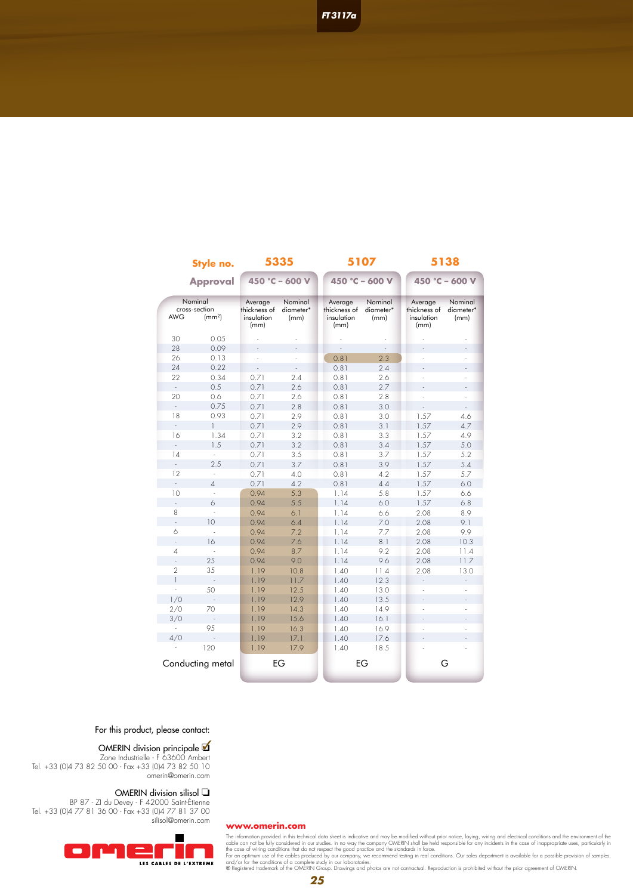| Style no. | | 5335 | | 5107 | | 5138 | |
|---|---|---|---|---|---|---|---|
| Approval | | 450 °C – 600 V | | 450 °C – 600 V | | 450 °C – 600 V | |
| Nominal cross-section AWG | (mm²) | Average thickness of insulation (mm) | Nominal diameter* (mm) | Average thickness of insulation (mm) | Nominal diameter* (mm) | Average thickness of insulation (mm) | Nominal diameter* (mm) |
| 30 | 0.05 | - | - | - | - | - | - |
| 28 | 0.09 | - | - | - | - | - | - |
| 26 | 0.13 | - | - | 0.81 | 2.3 | - | - |
| 24 | 0.22 | - | - | 0.81 | 2.4 | - | - |
| 22 | 0.34 | 0.71 | 2.4 | 0.81 | 2.6 | - | - |
| - | 0.5 | 0.71 | 2.6 | 0.81 | 2.7 | - | - |
| 20 | 0.6 | 0.71 | 2.6 | 0.81 | 2.8 | - | - |
| - | 0.75 | 0.71 | 2.8 | 0.81 | 3.0 | - | - |
| 18 | 0.93 | 0.71 | 2.9 | 0.81 | 3.0 | 1.57 | 4.6 |
| - | 1 | 0.71 | 2.9 | 0.81 | 3.1 | 1.57 | 4.7 |
| 16 | 1.34 | 0.71 | 3.2 | 0.81 | 3.3 | 1.57 | 4.9 |
| - | 1.5 | 0.71 | 3.2 | 0.81 | 3.4 | 1.57 | 5.0 |
| 14 | - | 0.71 | 3.5 | 0.81 | 3.7 | 1.57 | 5.2 |
| - | 2.5 | 0.71 | 3.7 | 0.81 | 3.9 | 1.57 | 5.4 |
| 12 | - | 0.71 | 4.0 | 0.81 | 4.2 | 1.57 | 5.7 |
| - | 4 | 0.71 | 4.2 | 0.81 | 4.4 | 1.57 | 6.0 |
| 10 | - | 0.94 | 5.3 | 1.14 | 5.8 | 1.57 | 6.6 |
| - | 6 | 0.94 | 5.5 | 1.14 | 6.0 | 1.57 | 6.8 |
| 8 | - | 0.94 | 6.1 | 1.14 | 6.6 | 2.08 | 8.9 |
| - | 10 | 0.94 | 6.4 | 1.14 | 7.0 | 2.08 | 9.1 |
| 6 | - | 0.94 | 7.2 | 1.14 | 7.7 | 2.08 | 9.9 |
| - | 16 | 0.94 | 7.6 | 1.14 | 8.1 | 2.08 | 10.3 |
| 4 | - | 0.94 | 8.7 | 1.14 | 9.2 | 2.08 | 11.4 |
| - | 25 | 0.94 | 9.0 | 1.14 | 9.6 | 2.08 | 11.7 |
| 2 | 35 | 1.19 | 10.8 | 1.40 | 11.4 | 2.08 | 13.0 |
| 1 | - | 1.19 | 11.7 | 1.40 | 12.3 | - | - |
| - | 50 | 1.19 | 12.5 | 1.40 | 13.0 | - | - |
| 1/0 | - | 1.19 | 12.9 | 1.40 | 13.5 | - | - |
| 2/0 | 70 | 1.19 | 14.3 | 1.40 | 14.9 | - | - |
| 3/0 | - | 1.19 | 15.6 | 1.40 | 16.1 | - | - |
| - | 95 | 1.19 | 16.3 | 1.40 | 16.9 | - | - |
| 4/0 | - | 1.19 | 17.1 | 1.40 | 17.6 | - | - |
| - | 120 | 1.19 | 17.9 | 1.40 | 18.5 | - | - |
| Conducting metal | | EG | | EG | | G | |

For this product, please contact:

OMERIN division principale ☑
Zone Industrielle - F 63600 Ambert
Tel. +33 (0)4 73 82 50 00 - Fax +33 (0)4 73 82 50 10
omerin@omerin.com

OMERIN division silisol ❑
BP 87 - ZI du Devey - F 42000 Saint-Étienne
Tel. +33 (0)4 77 81 36 00 - Fax +33 (0)4 77 81 37 00
silisol@omerin.com

omerin
LES CABLES DE L'EXTREME

**www.omerin.com**

The information provided in this technical data sheet is indicative and may be modified without prior notice, laying, wiring and electrical conditions and the environment of the cable can not be fully considered in our studies. In no way the company OMERIN shall be held responsible for any incidents in the case of inappropriate uses, particularly in the case of wiring conditions that do not respect the good practice and the standards in force.
For an optimum use of the cables produced by our company, we recommend testing in real conditions. Our sales department is available for a possible provision of samples, and/or for the conditions of a complete study in our laboratories.
® Registered trademark of the OMERIN Group. Drawings and photos are not contractual. Reproduction is prohibited without the prior agreement of OMERIN.